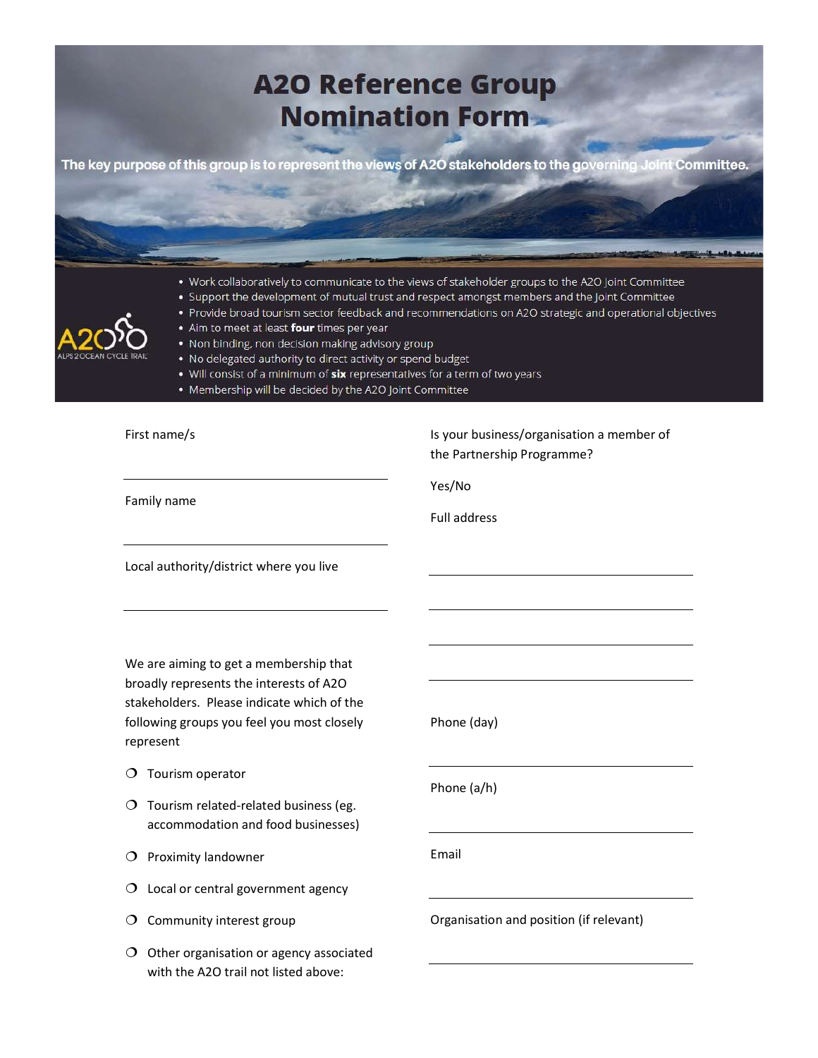# A2O Reference Group Nomination Form

**The key purpose of this group is to represent the views of A2O stakeholders to the governing Joint Committee.**

A2O ALPS 2 OCEAN CYCLE TRAIL

- Work collaboratively to communicate to the views of stakeholder groups to the A2O Joint Committee
- Support the development of mutual trust and respect amongst members and the Joint Committee
- Provide broad tourism sector feedback and recommendations on A2O strategic and operational objectives
- Aim to meet at least **four** times per year
- Non binding, non decision making advisory group
- No delegated authority to direct activity or spend budget
- Will consist of a minimum of **six** representatives for a term of two years
- Membership will be decided by the A2O Joint Committee

First name/s

______________________________

Family name

______________________________

Local authority/district where you live

______________________________

We are aiming to get a membership that broadly represents the interests of A2O stakeholders. Please indicate which of the following groups you feel you most closely represent

- ❍ Tourism operator
- ❍ Tourism related-related business (eg. accommodation and food businesses)
- ❍ Proximity landowner
- ❍ Local or central government agency
- ❍ Community interest group
- ❍ Other organisation or agency associated with the A2O trail not listed above:

Is your business/organisation a member of the Partnership Programme?

Yes/No

Full address

______________________________

______________________________

______________________________

______________________________

Phone (day)

______________________________

Phone (a/h)

______________________________

Email

______________________________

Organisation and position (if relevant)

______________________________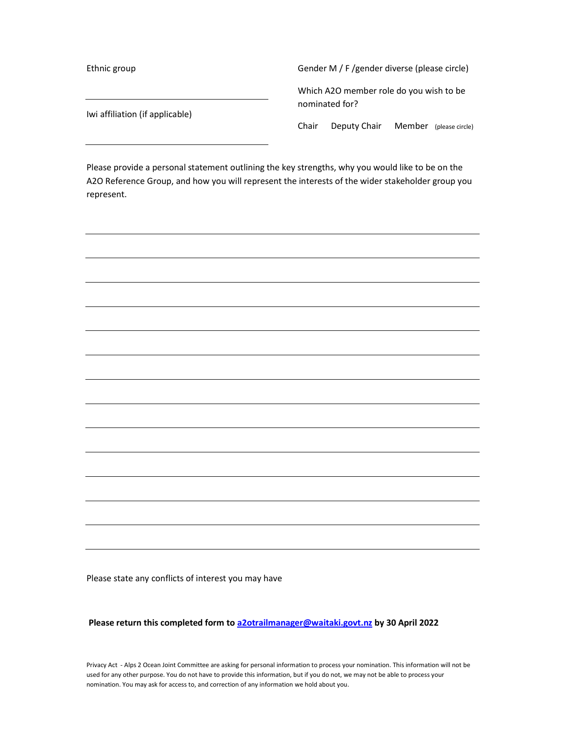Ethnic group

Gender M / F /gender diverse (please circle)

Which A2O member role do you wish to be nominated for?

Iwi affiliation (if applicable)

Chair Deputy Chair Member (please circle)

Please provide a personal statement outlining the key strengths, why you would like to be on the A2O Reference Group, and how you will represent the interests of the wider stakeholder group you represent.

Please state any conflicts of interest you may have

**Please return this completed form to [a2otrailmanager@waitaki.govt.nz](mailto:a2otrailmanager@waitaki.govt.nz) by 30 April 2022**

Privacy Act - Alps 2 Ocean Joint Committee are asking for personal information to process your nomination. This information will not be used for any other purpose. You do not have to provide this information, but if you do not, we may not be able to process your nomination. You may ask for access to, and correction of any information we hold about you.